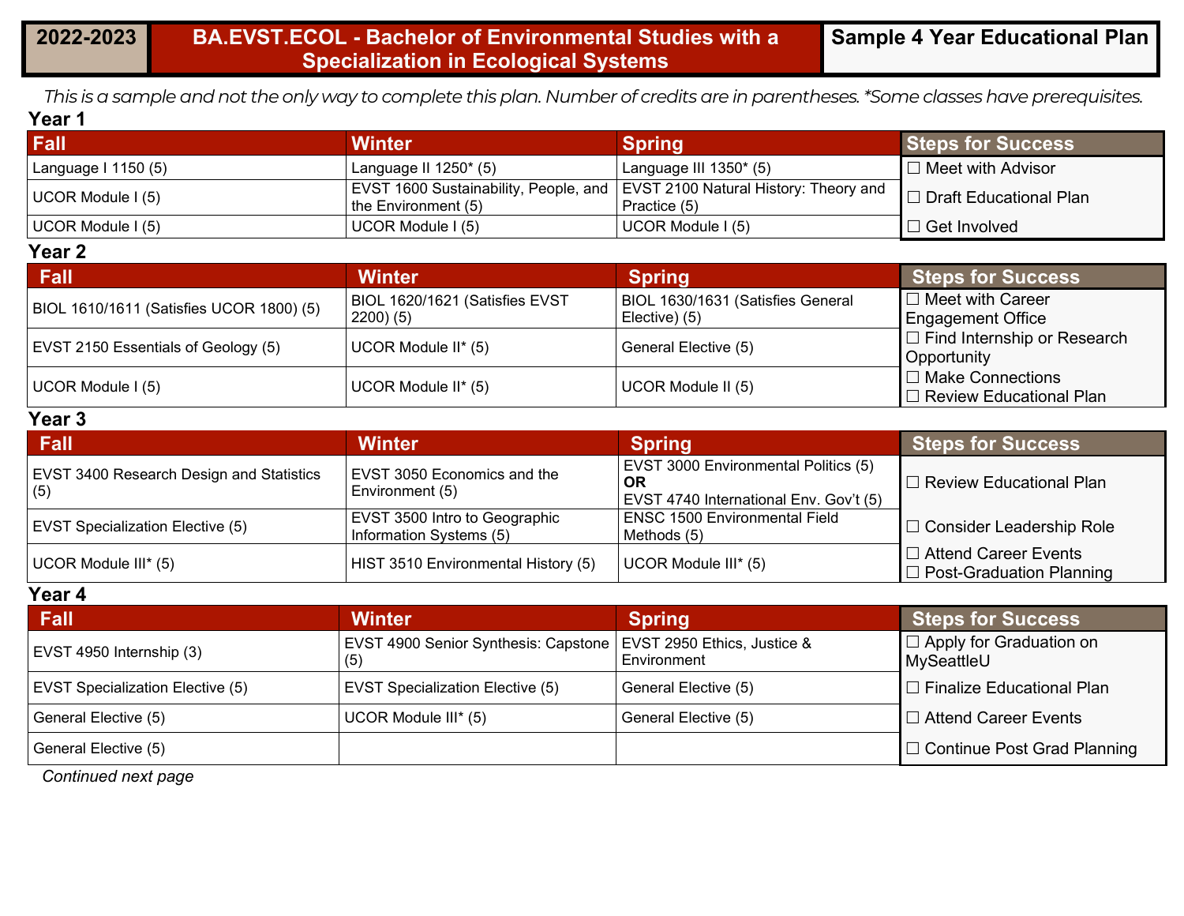# 2022-2023 | BA.EVST.ECOL - Bachelor of Environmental Studies with a Specialization in Ecological Systems | Sample 4 Year Educational Plan

*This is a sample and not the only way to complete this plan. Number of credits are in parentheses. \*Some classes have prerequisites.*

## Year 1

| Fall | Winter | Spring | Steps for Success |
|---|---|---|---|
| Language I 1150 (5) | Language II 1250* (5) | Language III 1350* (5) | ☐ Meet with Advisor |
| UCOR Module I (5) | EVST 1600 Sustainability, People, and the Environment (5) | EVST 2100 Natural History: Theory and Practice (5) | ☐ Draft Educational Plan |
| UCOR Module I (5) | UCOR Module I (5) | UCOR Module I (5) | ☐ Get Involved |

## Year 2

| Fall | Winter | Spring | Steps for Success |
|---|---|---|---|
| BIOL 1610/1611 (Satisfies UCOR 1800) (5) | BIOL 1620/1621 (Satisfies EVST 2200) (5) | BIOL 1630/1631 (Satisfies General Elective) (5) | ☐ Meet with Career Engagement Office |
| EVST 2150 Essentials of Geology (5) | UCOR Module II* (5) | General Elective (5) | ☐ Find Internship or Research Opportunity |
| UCOR Module I (5) | UCOR Module II* (5) | UCOR Module II (5) | ☐ Make Connections<br>☐ Review Educational Plan |

## Year 3

| Fall | Winter | Spring | Steps for Success |
|---|---|---|---|
| EVST 3400 Research Design and Statistics (5) | EVST 3050 Economics and the Environment (5) | EVST 3000 Environmental Politics (5) **OR** EVST 4740 International Env. Gov't (5) | ☐ Review Educational Plan |
| EVST Specialization Elective (5) | EVST 3500 Intro to Geographic Information Systems (5) | ENSC 1500 Environmental Field Methods (5) | ☐ Consider Leadership Role |
| UCOR Module III* (5) | HIST 3510 Environmental History (5) | UCOR Module III* (5) | ☐ Attend Career Events<br>☐ Post-Graduation Planning |

## Year 4

| Fall | Winter | Spring | Steps for Success |
|---|---|---|---|
| EVST 4950 Internship (3) | EVST 4900 Senior Synthesis: Capstone (5) | EVST 2950 Ethics, Justice & Environment | ☐ Apply for Graduation on MySeattleU |
| EVST Specialization Elective (5) | EVST Specialization Elective (5) | General Elective (5) | ☐ Finalize Educational Plan |
| General Elective (5) | UCOR Module III* (5) | General Elective (5) | ☐ Attend Career Events |
| General Elective (5) | | | ☐ Continue Post Grad Planning |

*Continued next page*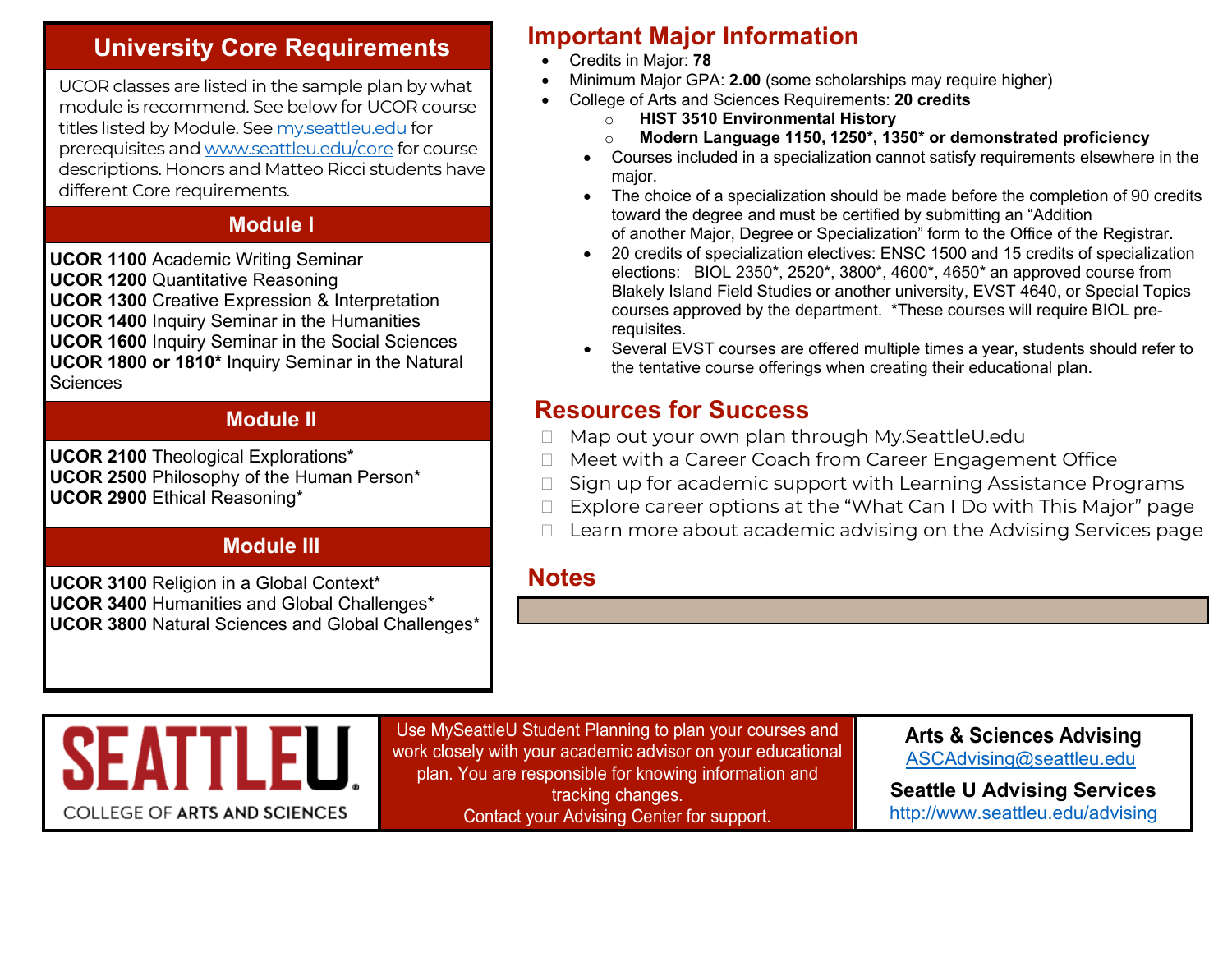## University Core Requirements

UCOR classes are listed in the sample plan by what module is recommend. See below for UCOR course titles listed by Module. See [my.seattleu.edu](my.seattleu.edu) for prerequisites and [www.seattleu.edu/core](www.seattleu.edu/core) for course descriptions. Honors and Matteo Ricci students have different Core requirements.

### Module I

**UCOR 1100** Academic Writing Seminar
**UCOR 1200** Quantitative Reasoning
**UCOR 1300** Creative Expression & Interpretation
**UCOR 1400** Inquiry Seminar in the Humanities
**UCOR 1600** Inquiry Seminar in the Social Sciences
**UCOR 1800 or 1810*** Inquiry Seminar in the Natural Sciences

### Module II

**UCOR 2100** Theological Explorations*
**UCOR 2500** Philosophy of the Human Person*
**UCOR 2900** Ethical Reasoning*

### Module III

**UCOR 3100** Religion in a Global Context*
**UCOR 3400** Humanities and Global Challenges*
**UCOR 3800** Natural Sciences and Global Challenges*

## Important Major Information

- Credits in Major: **78**
- Minimum Major GPA: **2.00** (some scholarships may require higher)
- College of Arts and Sciences Requirements: **20 credits**
  - **HIST 3510 Environmental History**
  - **Modern Language 1150, 1250*, 1350* or demonstrated proficiency**
  - Courses included in a specialization cannot satisfy requirements elsewhere in the major.
  - The choice of a specialization should be made before the completion of 90 credits toward the degree and must be certified by submitting an "Addition of another Major, Degree or Specialization" form to the Office of the Registrar.
  - 20 credits of specialization electives: ENSC 1500 and 15 credits of specialization elections: BIOL 2350*, 2520*, 3800*, 4600*, 4650* an approved course from Blakely Island Field Studies or another university, EVST 4640, or Special Topics courses approved by the department. *These courses will require BIOL pre-requisites.
  - Several EVST courses are offered multiple times a year, students should refer to the tentative course offerings when creating their educational plan.

## Resources for Success

- Map out your own plan through My.SeattleU.edu
- Meet with a Career Coach from Career Engagement Office
- Sign up for academic support with Learning Assistance Programs
- Explore career options at the "What Can I Do with This Major" page
- Learn more about academic advising on the Advising Services page

## Notes

SEATTLEU
COLLEGE OF ARTS AND SCIENCES

Use MySeattleU Student Planning to plan your courses and work closely with your academic advisor on your educational plan. You are responsible for knowing information and tracking changes.
Contact your Advising Center for support.

**Arts & Sciences Advising**
[ASCAdvising@seattleu.edu](mailto:ASCAdvising@seattleu.edu)

**Seattle U Advising Services**
[http://www.seattleu.edu/advising](http://www.seattleu.edu/advising)